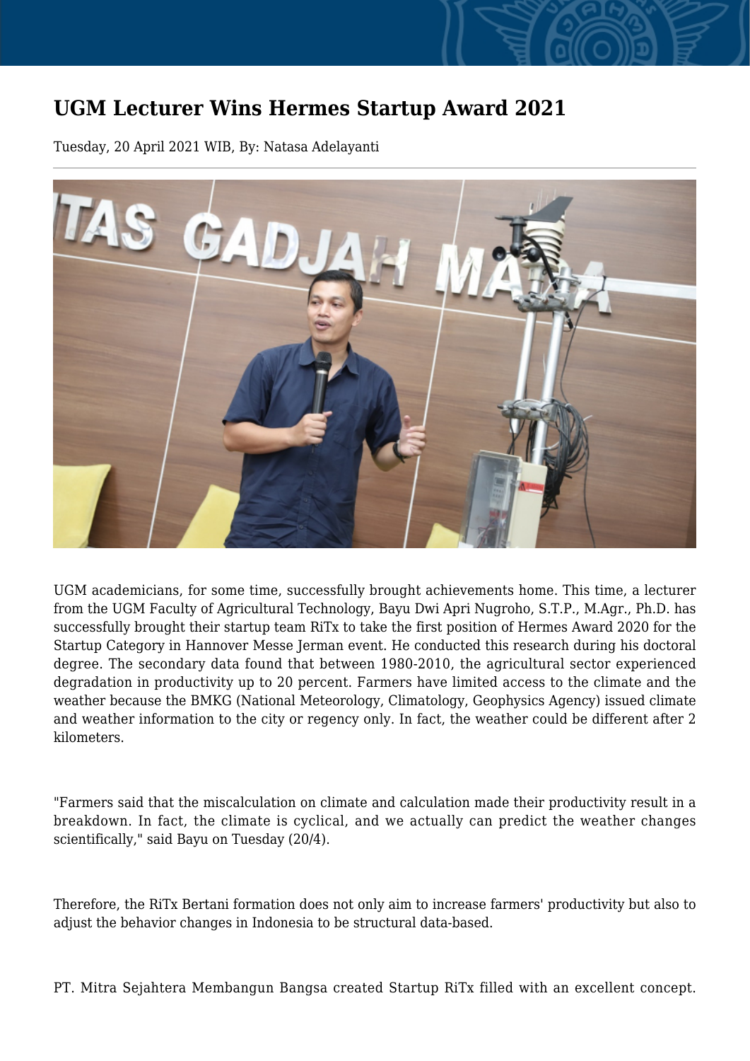# UGM Lecturer Wins Hermes Startup Award 2021

Tuesday, 20 April 2021 WIB, By: Natasa Adelayanti

UGM academicians, for some time, successfully brought achievements home. This time, a lecturer from the UGM Faculty of Agricultural Technology, Bayu Dwi Apri Nugroho, S.T.P., M.Agr., Ph.D. has successfully brought their startup team RiTx to take the first position of Hermes Award 2020 for the Startup Category in Hannover Messe Jerman event. He conducted this research during his doctoral degree. The secondary data found that between 1980-2010, the agricultural sector experienced degradation in productivity up to 20 percent. Farmers have limited access to the climate and the weather because the BMKG (National Meteorology, Climatology, Geophysics Agency) issued climate and weather information to the city or regency only. In fact, the weather could be different after 2 kilometers.

"Farmers said that the miscalculation on climate and calculation made their productivity result in a breakdown. In fact, the climate is cyclical, and we actually can predict the weather changes scientifically," said Bayu on Tuesday (20/4).

Therefore, the RiTx Bertani formation does not only aim to increase farmers' productivity but also to adjust the behavior changes in Indonesia to be structural data-based.

PT. Mitra Sejahtera Membangun Bangsa created Startup RiTx filled with an excellent concept.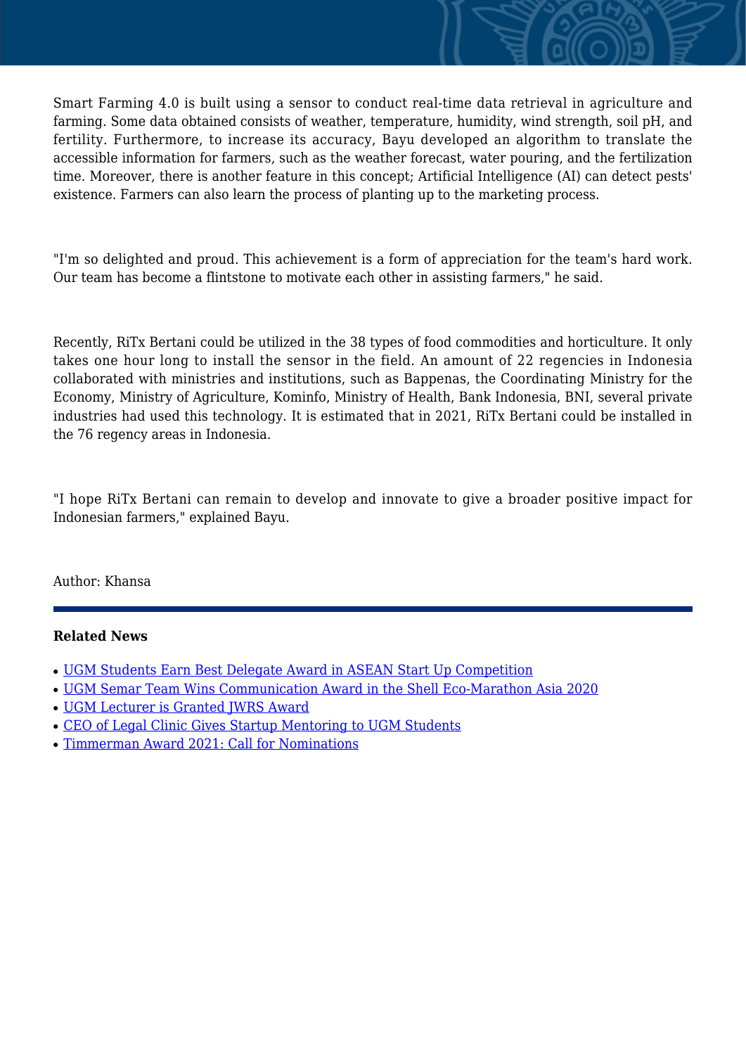Smart Farming 4.0 is built using a sensor to conduct real-time data retrieval in agriculture and farming. Some data obtained consists of weather, temperature, humidity, wind strength, soil pH, and fertility. Furthermore, to increase its accuracy, Bayu developed an algorithm to translate the accessible information for farmers, such as the weather forecast, water pouring, and the fertilization time. Moreover, there is another feature in this concept; Artificial Intelligence (AI) can detect pests' existence. Farmers can also learn the process of planting up to the marketing process.

"I'm so delighted and proud. This achievement is a form of appreciation for the team's hard work. Our team has become a flintstone to motivate each other in assisting farmers," he said.

Recently, RiTx Bertani could be utilized in the 38 types of food commodities and horticulture. It only takes one hour long to install the sensor in the field. An amount of 22 regencies in Indonesia collaborated with ministries and institutions, such as Bappenas, the Coordinating Ministry for the Economy, Ministry of Agriculture, Kominfo, Ministry of Health, Bank Indonesia, BNI, several private industries had used this technology. It is estimated that in 2021, RiTx Bertani could be installed in the 76 regency areas in Indonesia.

"I hope RiTx Bertani can remain to develop and innovate to give a broader positive impact for Indonesian farmers," explained Bayu.

Author: Khansa

---

**Related News**

- UGM Students Earn Best Delegate Award in ASEAN Start Up Competition
- UGM Semar Team Wins Communication Award in the Shell Eco-Marathon Asia 2020
- UGM Lecturer is Granted JWRS Award
- CEO of Legal Clinic Gives Startup Mentoring to UGM Students
- Timmerman Award 2021: Call for Nominations